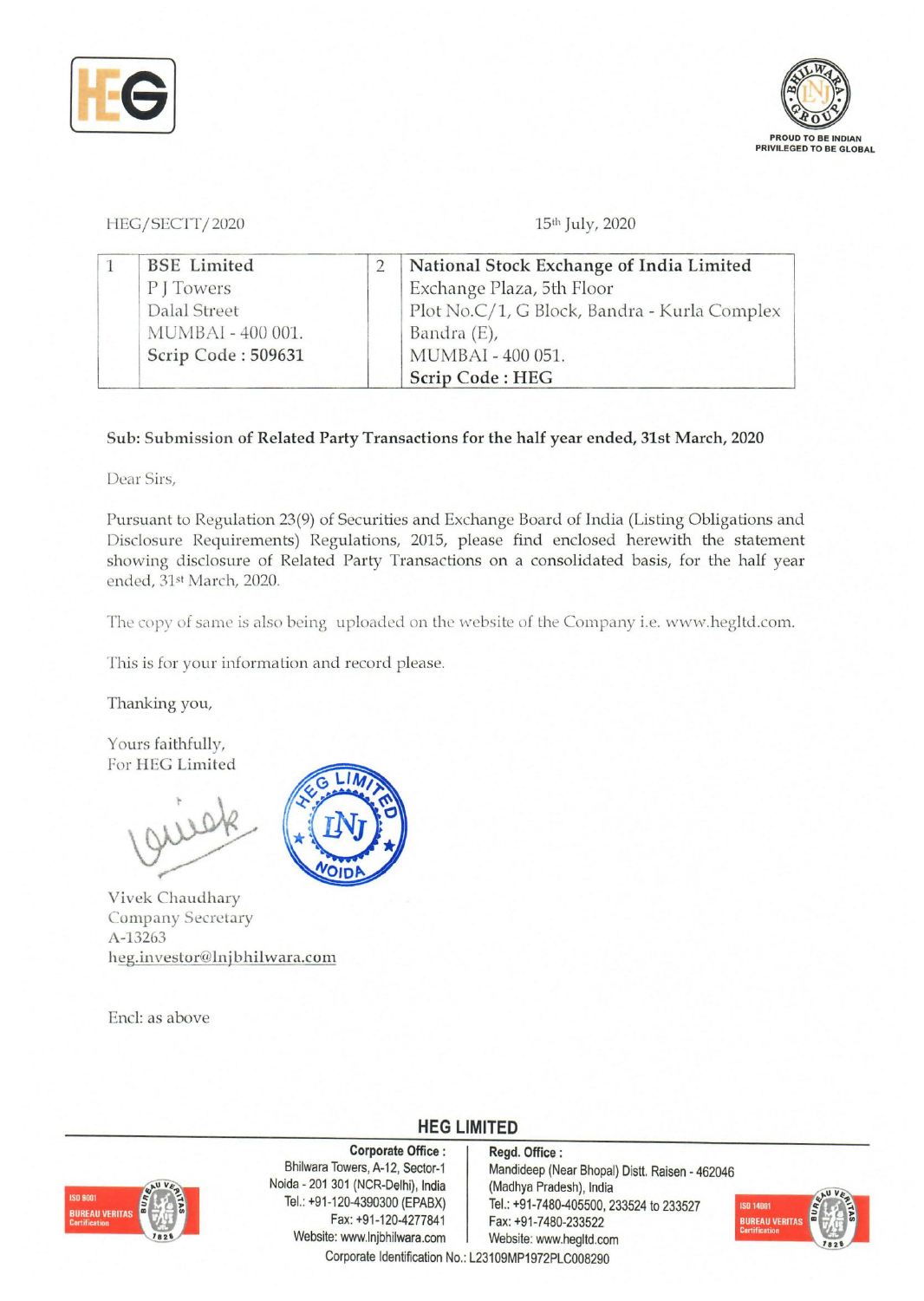HEG/SECTT/2020

15th July, 2020

| 1 | BSE Limited<br>P J Towers<br>Dalal Street<br>MUMBAI - 400 001.<br>**Scrip Code : 509631** | 2 | National Stock Exchange of India Limited<br>Exchange Plaza, 5th Floor<br>Plot No.C/1, G Block, Bandra - Kurla Complex<br>Bandra (E),<br>MUMBAI - 400 051.<br>**Scrip Code : HEG** |
|---|---|---|---|

**Sub: Submission of Related Party Transactions for the half year ended, 31st March, 2020**

Dear Sirs,

Pursuant to Regulation 23(9) of Securities and Exchange Board of India (Listing Obligations and Disclosure Requirements) Regulations, 2015, please find enclosed herewith the statement showing disclosure of Related Party Transactions on a consolidated basis, for the half year ended, 31st March, 2020.

The copy of same is also being uploaded on the website of the Company i.e. www.hegltd.com.

This is for your information and record please.

Thanking you,

Yours faithfully,
For HEG Limited

Vivek Chaudhary
Company Secretary
A-13263
heg.investor@lnjbhilwara.com

Encl: as above

**HEG LIMITED**

**Corporate Office :** Bhilwara Towers, A-12, Sector-1, Noida - 201 301 (NCR-Delhi), India. Tel.: +91-120-4390300 (EPABX), Fax: +91-120-4277841, Website: www.lnjbhilwara.com

**Regd. Office :** Mandideep (Near Bhopal) Distt. Raisen - 462046 (Madhya Pradesh), India. Tel.: +91-7480-405500, 233524 to 233527, Fax: +91-7480-233522, Website: www.hegltd.com

Corporate Identification No.: L23109MP1972PLC008290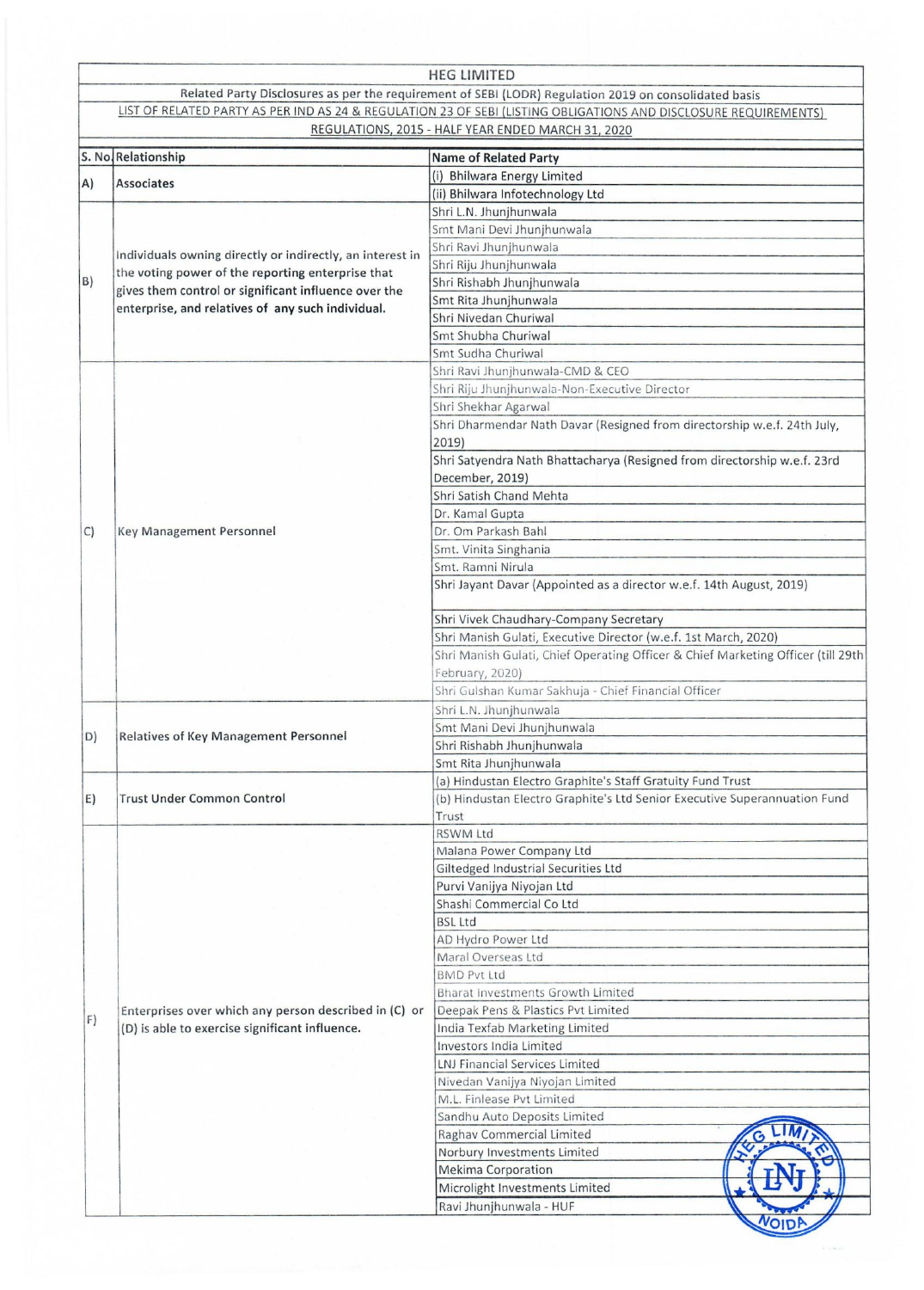| HEG LIMITED | | |
|---|---|---|
| Related Party Disclosures as per the requirement of SEBI (LODR) Regulation 2019 on consolidated basis | | |
| LIST OF RELATED PARTY AS PER IND AS 24 & REGULATION 23 OF SEBI (LISTING OBLIGATIONS AND DISCLOSURE REQUIREMENTS) REGULATIONS, 2015 - HALF YEAR ENDED MARCH 31, 2020 | | |
| **S. No** | **Relationship** | **Name of Related Party** |
| A) | Associates | (i) Bhilwara Energy Limited |
| | | (ii) Bhilwara Infotechnology Ltd |
| B) | Individuals owning directly or indirectly, an interest in the voting power of the reporting enterprise that gives them control or significant influence over the enterprise, and relatives of any such individual. | Shri L.N. Jhunjhunwala |
| | | Smt Mani Devi Jhunjhunwala |
| | | Shri Ravi Jhunjhunwala |
| | | Shri Riju Jhunjhunwala |
| | | Shri Rishabh Jhunjhunwala |
| | | Smt Rita Jhunjhunwala |
| | | Shri Nivedan Churiwal |
| | | Smt Shubha Churiwal |
| | | Smt Sudha Churiwal |
| C) | Key Management Personnel | Shri Ravi Jhunjhunwala-CMD & CEO |
| | | Shri Riju Jhunjhunwala-Non-Executive Director |
| | | Shri Shekhar Agarwal |
| | | Shri Dharmendar Nath Davar (Resigned from directorship w.e.f. 24th July, 2019) |
| | | Shri Satyendra Nath Bhattacharya (Resigned from directorship w.e.f. 23rd December, 2019) |
| | | Shri Satish Chand Mehta |
| | | Dr. Kamal Gupta |
| | | Dr. Om Parkash Bahl |
| | | Smt. Vinita Singhania |
| | | Smt. Ramni Nirula |
| | | Shri Jayant Davar (Appointed as a director w.e.f. 14th August, 2019) |
| | | Shri Vivek Chaudhary-Company Secretary |
| | | Shri Manish Gulati, Executive Director (w.e.f. 1st March, 2020) |
| | | Shri Manish Gulati, Chief Operating Officer & Chief Marketing Officer (till 29th February, 2020) |
| | | Shri Gulshan Kumar Sakhuja - Chief Financial Officer |
| D) | Relatives of Key Management Personnel | Shri L.N. Jhunjhunwala |
| | | Smt Mani Devi Jhunjhunwala |
| | | Shri Rishabh Jhunjhunwala |
| | | Smt Rita Jhunjhunwala |
| E) | Trust Under Common Control | (a) Hindustan Electro Graphite's Staff Gratuity Fund Trust |
| | | (b) Hindustan Electro Graphite's Ltd Senior Executive Superannuation Fund Trust |
| F) | Enterprises over which any person described in (C) or (D) is able to exercise significant influence. | RSWM Ltd |
| | | Malana Power Company Ltd |
| | | Giltedged Industrial Securities Ltd |
| | | Purvi Vanijya Niyojan Ltd |
| | | Shashi Commercial Co Ltd |
| | | BSL Ltd |
| | | AD Hydro Power Ltd |
| | | Maral Overseas Ltd |
| | | BMD Pvt Ltd |
| | | Bharat Investments Growth Limited |
| | | Deepak Pens & Plastics Pvt Limited |
| | | India Texfab Marketing Limited |
| | | Investors India Limited |
| | | LNJ Financial Services Limited |
| | | Nivedan Vanijya Niyojan Limited |
| | | M.L. Finlease Pvt Limited |
| | | Sandhu Auto Deposits Limited |
| | | Raghav Commercial Limited |
| | | Norbury Investments Limited |
| | | Mekima Corporation |
| | | Microlight Investments Limited |
| | | Ravi Jhunjhunwala - HUF |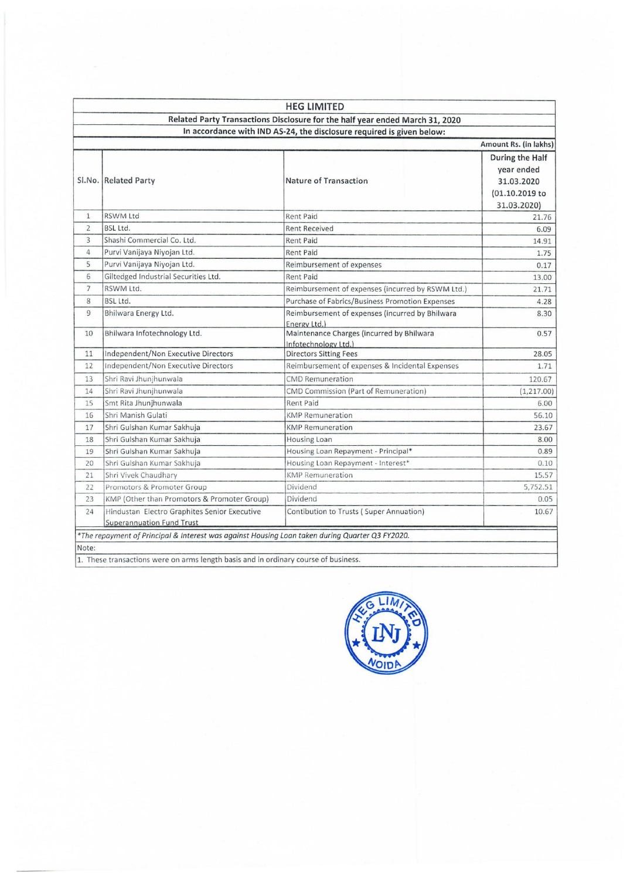# HEG LIMITED

## Related Party Transactions Disclosure for the half year ended March 31, 2020

### In accordance with IND AS-24, the disclosure required is given below:

Amount Rs. (in lakhs)

| Sl.No. | Related Party | Nature of Transaction | During the Half year ended 31.03.2020 (01.10.2019 to 31.03.2020) |
|---|---|---|---|
| 1 | RSWM Ltd | Rent Paid | 21.76 |
| 2 | BSL Ltd. | Rent Received | 6.09 |
| 3 | Shashi Commercial Co. Ltd. | Rent Paid | 14.91 |
| 4 | Purvi Vanijaya Niyojan Ltd. | Rent Paid | 1.75 |
| 5 | Purvi Vanijaya Niyojan Ltd. | Reimbursement of expenses | 0.17 |
| 6 | Giltedged Industrial Securities Ltd. | Rent Paid | 13.00 |
| 7 | RSWM Ltd. | Reimbursement of expenses (incurred by RSWM Ltd.) | 21.71 |
| 8 | BSL Ltd. | Purchase of Fabrics/Business Promotion Expenses | 4.28 |
| 9 | Bhilwara Energy Ltd. | Reimbursement of expenses (incurred by Bhilwara Energy Ltd.) | 8.30 |
| 10 | Bhilwara Infotechnology Ltd. | Maintenance Charges (incurred by Bhilwara Infotechnology Ltd.) | 0.57 |
| 11 | Independent/Non Executive Directors | Directors Sitting Fees | 28.05 |
| 12 | Independent/Non Executive Directors | Reimbursement of expenses & Incidental Expenses | 1.71 |
| 13 | Shri Ravi Jhunjhunwala | CMD Remuneration | 120.67 |
| 14 | Shri Ravi Jhunjhunwala | CMD Commission (Part of Remuneration) | (1,217.00) |
| 15 | Smt Rita Jhunjhunwala | Rent Paid | 6.00 |
| 16 | Shri Manish Gulati | KMP Remuneration | 56.10 |
| 17 | Shri Gulshan Kumar Sakhuja | KMP Remuneration | 23.67 |
| 18 | Shri Gulshan Kumar Sakhuja | Housing Loan | 8.00 |
| 19 | Shri Gulshan Kumar Sakhuja | Housing Loan Repayment - Principal* | 0.89 |
| 20 | Shri Gulshan Kumar Sakhuja | Housing Loan Repayment - Interest* | 0.10 |
| 21 | Shri Vivek Chaudhary | KMP Remuneration | 15.57 |
| 22 | Promotors & Promoter Group | Dividend | 5,752.51 |
| 23 | KMP (Other than Promotors & Promoter Group) | Dividend | 0.05 |
| 24 | Hindustan Electro Graphites Senior Executive Superannuation Fund Trust | Contibution to Trusts ( Super Annuation) | 10.67 |

*\*The repayment of Principal & Interest was against Housing Loan taken during Quarter Q3 FY2020.*

Note:

1. These transactions were on arms length basis and in ordinary course of business.